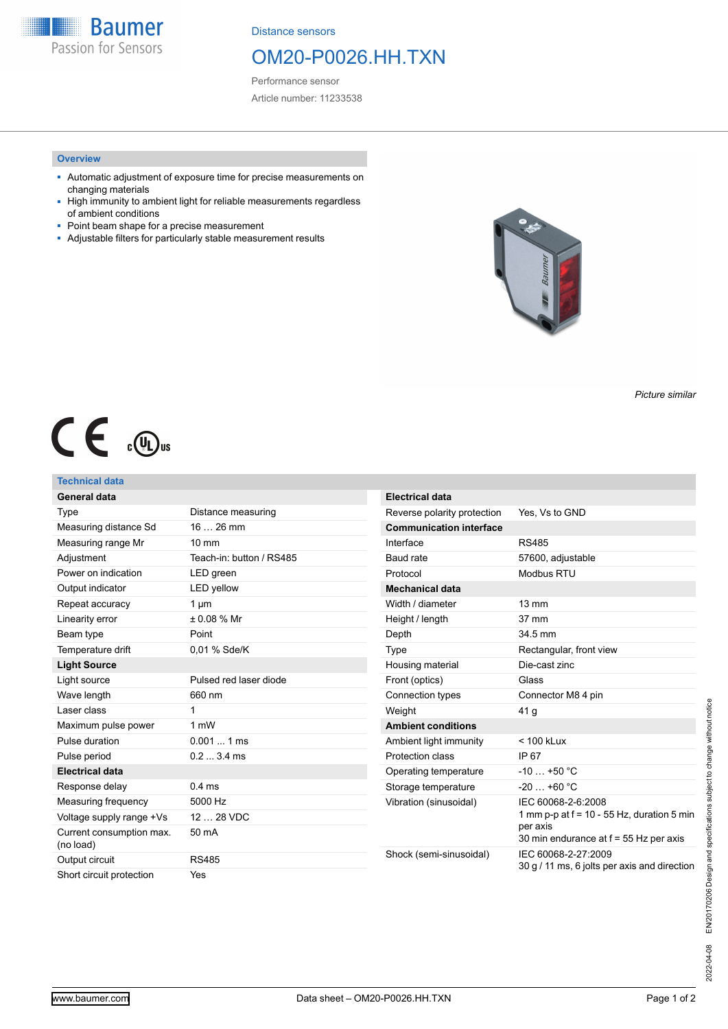Distance sensors

# OM20-P0026.HH.TXN

Performance sensor

Article number: 11233538

## Overview

- Automatic adjustment of exposure time for precise measurements on changing materials
- High immunity to ambient light for reliable measurements regardless of ambient conditions
- Point beam shape for a precise measurement
- Adjustable filters for particularly stable measurement results

*Picture similar*

## Technical data

| General data | |
|---|---|
| Type | Distance measuring |
| Measuring distance Sd | 16 … 26 mm |
| Measuring range Mr | 10 mm |
| Adjustment | Teach-in: button / RS485 |
| Power on indication | LED green |
| Output indicator | LED yellow |
| Repeat accuracy | 1 µm |
| Linearity error | ± 0.08 % Mr |
| Beam type | Point |
| Temperature drift | 0,01 % Sde/K |
| **Light Source** | |
| Light source | Pulsed red laser diode |
| Wave length | 660 nm |
| Laser class | 1 |
| Maximum pulse power | 1 mW |
| Pulse duration | 0.001 ... 1 ms |
| Pulse period | 0.2 ... 3.4 ms |
| **Electrical data** | |
| Response delay | 0.4 ms |
| Measuring frequency | 5000 Hz |
| Voltage supply range +Vs | 12 … 28 VDC |
| Current consumption max. (no load) | 50 mA |
| Output circuit | RS485 |
| Short circuit protection | Yes |

| Electrical data | |
|---|---|
| Reverse polarity protection | Yes, Vs to GND |
| **Communication interface** | |
| Interface | RS485 |
| Baud rate | 57600, adjustable |
| Protocol | Modbus RTU |
| **Mechanical data** | |
| Width / diameter | 13 mm |
| Height / length | 37 mm |
| Depth | 34.5 mm |
| Type | Rectangular, front view |
| Housing material | Die-cast zinc |
| Front (optics) | Glass |
| Connection types | Connector M8 4 pin |
| Weight | 41 g |
| **Ambient conditions** | |
| Ambient light immunity | < 100 kLux |
| Protection class | IP 67 |
| Operating temperature | -10 … +50 °C |
| Storage temperature | -20 … +60 °C |
| Vibration (sinusoidal) | IEC 60068-2-6:2008<br>1 mm p-p at f = 10 - 55 Hz, duration 5 min per axis<br>30 min endurance at f = 55 Hz per axis |
| Shock (semi-sinusoidal) | IEC 60068-2-27:2009<br>30 g / 11 ms, 6 jolts per axis and direction |

2022-04-08 EN20170206 Design and specifications subject to change without notice

www.baumer.com Data sheet – OM20-P0026.HH.TXN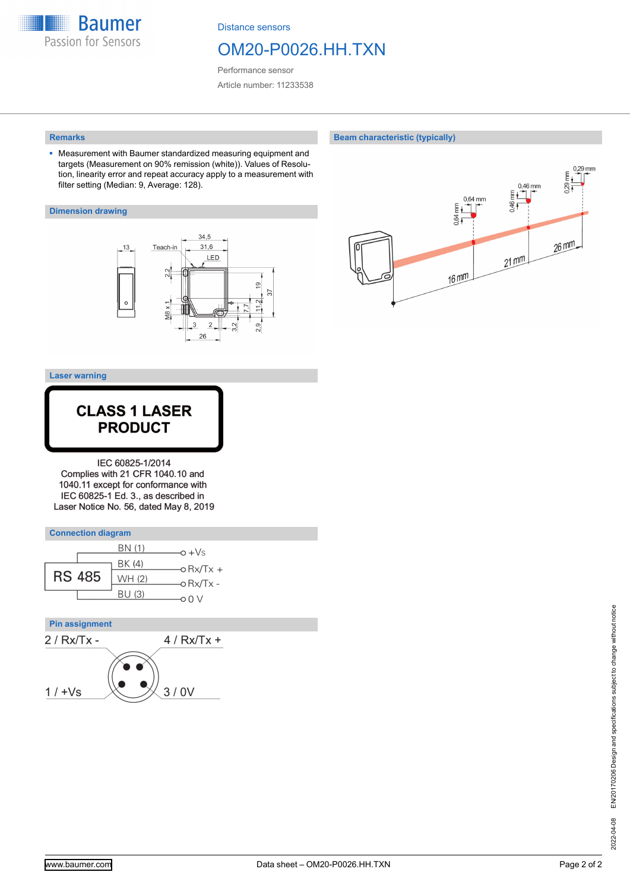Distance sensors

# OM20-P0026.HH.TXN

Performance sensor

Article number: 11233538

## Remarks

- Measurement with Baumer standardized measuring equipment and targets (Measurement on 90% remission (white)). Values of Resolution, linearity error and repeat accuracy apply to a measurement with filter setting (Median: 9, Average: 128).

## Dimension drawing

13
Teach-in
34,5
31,6
LED
2,2
19
37
M8 x 1
7,7
11,2
3
2
26
3,2
2,9

## Laser warning

**CLASS 1 LASER PRODUCT**

IEC 60825-1/2014
Complies with 21 CFR 1040.10 and 1040.11 except for conformance with IEC 60825-1 Ed. 3., as described in Laser Notice No. 56, dated May 8, 2019

## Connection diagram

RS 485

BN (1) — +Vs
BK (4) — Rx/Tx +
WH (2) — Rx/Tx -
BU (3) — 0 V

## Pin assignment

2 / Rx/Tx -
4 / Rx/Tx +
1 / +Vs
3 / 0V

## Beam characteristic (typically)

0,64 mm
0,64 mm
0,46 mm
0,46 mm
0,29 mm
0,29 mm
16 mm
21 mm
26 mm

EN20170206 Design and specifications subject to change without notice

2022-04-08

www.baumer.com

Data sheet – OM20-P0026.HH.TXN